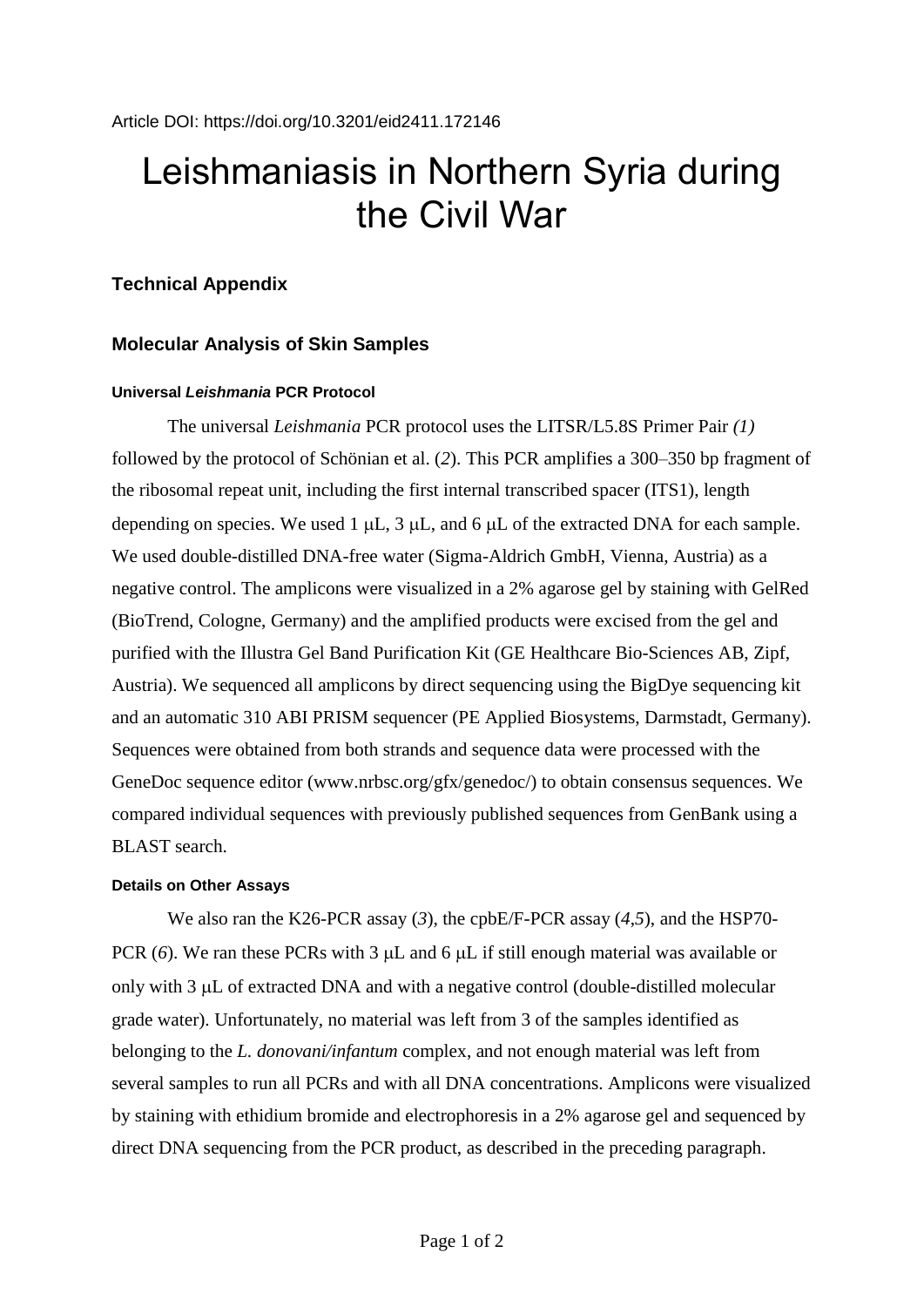Article DOI: https://doi.org/10.3201/eid2411.172146

# Leishmaniasis in Northern Syria during the Civil War

## Technical Appendix

## Molecular Analysis of Skin Samples

### Universal *Leishmania* PCR Protocol

The universal *Leishmania* PCR protocol uses the LITSR/L5.8S Primer Pair *(1)* followed by the protocol of Schönian et al. (*2*). This PCR amplifies a 300–350 bp fragment of the ribosomal repeat unit, including the first internal transcribed spacer (ITS1), length depending on species. We used 1 μL, 3 μL, and 6 μL of the extracted DNA for each sample. We used double-distilled DNA-free water (Sigma-Aldrich GmbH, Vienna, Austria) as a negative control. The amplicons were visualized in a 2% agarose gel by staining with GelRed (BioTrend, Cologne, Germany) and the amplified products were excised from the gel and purified with the Illustra Gel Band Purification Kit (GE Healthcare Bio-Sciences AB, Zipf, Austria). We sequenced all amplicons by direct sequencing using the BigDye sequencing kit and an automatic 310 ABI PRISM sequencer (PE Applied Biosystems, Darmstadt, Germany). Sequences were obtained from both strands and sequence data were processed with the GeneDoc sequence editor (www.nrbsc.org/gfx/genedoc/) to obtain consensus sequences. We compared individual sequences with previously published sequences from GenBank using a BLAST search.

### Details on Other Assays

We also ran the K26-PCR assay (*3*), the cpbE/F-PCR assay (*4*,*5*), and the HSP70-PCR (*6*). We ran these PCRs with 3 μL and 6 μL if still enough material was available or only with 3 μL of extracted DNA and with a negative control (double-distilled molecular grade water). Unfortunately, no material was left from 3 of the samples identified as belonging to the *L. donovani/infantum* complex, and not enough material was left from several samples to run all PCRs and with all DNA concentrations. Amplicons were visualized by staining with ethidium bromide and electrophoresis in a 2% agarose gel and sequenced by direct DNA sequencing from the PCR product, as described in the preceding paragraph.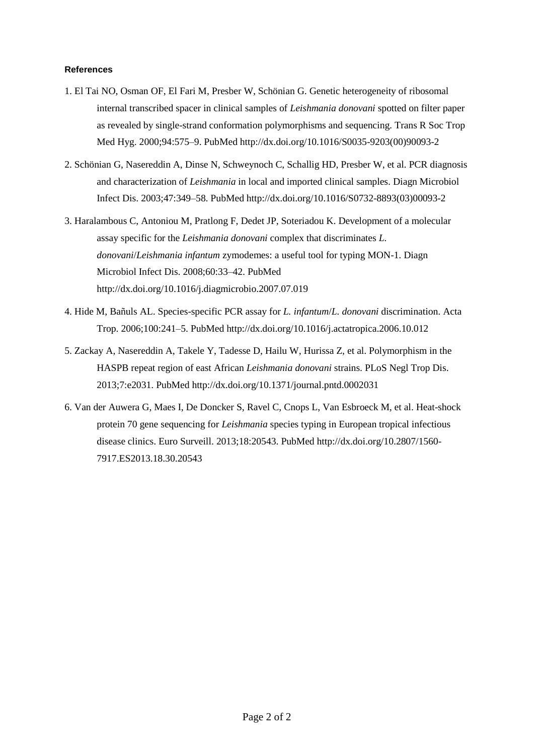**References**

1. El Tai NO, Osman OF, El Fari M, Presber W, Schönian G. Genetic heterogeneity of ribosomal internal transcribed spacer in clinical samples of *Leishmania donovani* spotted on filter paper as revealed by single-strand conformation polymorphisms and sequencing. Trans R Soc Trop Med Hyg. 2000;94:575–9. PubMed http://dx.doi.org/10.1016/S0035-9203(00)90093-2

2. Schönian G, Nasereddin A, Dinse N, Schweynoch C, Schallig HD, Presber W, et al. PCR diagnosis and characterization of *Leishmania* in local and imported clinical samples. Diagn Microbiol Infect Dis. 2003;47:349–58. PubMed http://dx.doi.org/10.1016/S0732-8893(03)00093-2

3. Haralambous C, Antoniou M, Pratlong F, Dedet JP, Soteriadou K. Development of a molecular assay specific for the *Leishmania donovani* complex that discriminates *L. donovani*/*Leishmania infantum* zymodemes: a useful tool for typing MON-1. Diagn Microbiol Infect Dis. 2008;60:33–42. PubMed http://dx.doi.org/10.1016/j.diagmicrobio.2007.07.019

4. Hide M, Bañuls AL. Species-specific PCR assay for *L. infantum*/*L. donovani* discrimination. Acta Trop. 2006;100:241–5. PubMed http://dx.doi.org/10.1016/j.actatropica.2006.10.012

5. Zackay A, Nasereddin A, Takele Y, Tadesse D, Hailu W, Hurissa Z, et al. Polymorphism in the HASPB repeat region of east African *Leishmania donovani* strains. PLoS Negl Trop Dis. 2013;7:e2031. PubMed http://dx.doi.org/10.1371/journal.pntd.0002031

6. Van der Auwera G, Maes I, De Doncker S, Ravel C, Cnops L, Van Esbroeck M, et al. Heat-shock protein 70 gene sequencing for *Leishmania* species typing in European tropical infectious disease clinics. Euro Surveill. 2013;18:20543. PubMed http://dx.doi.org/10.2807/1560-7917.ES2013.18.30.20543